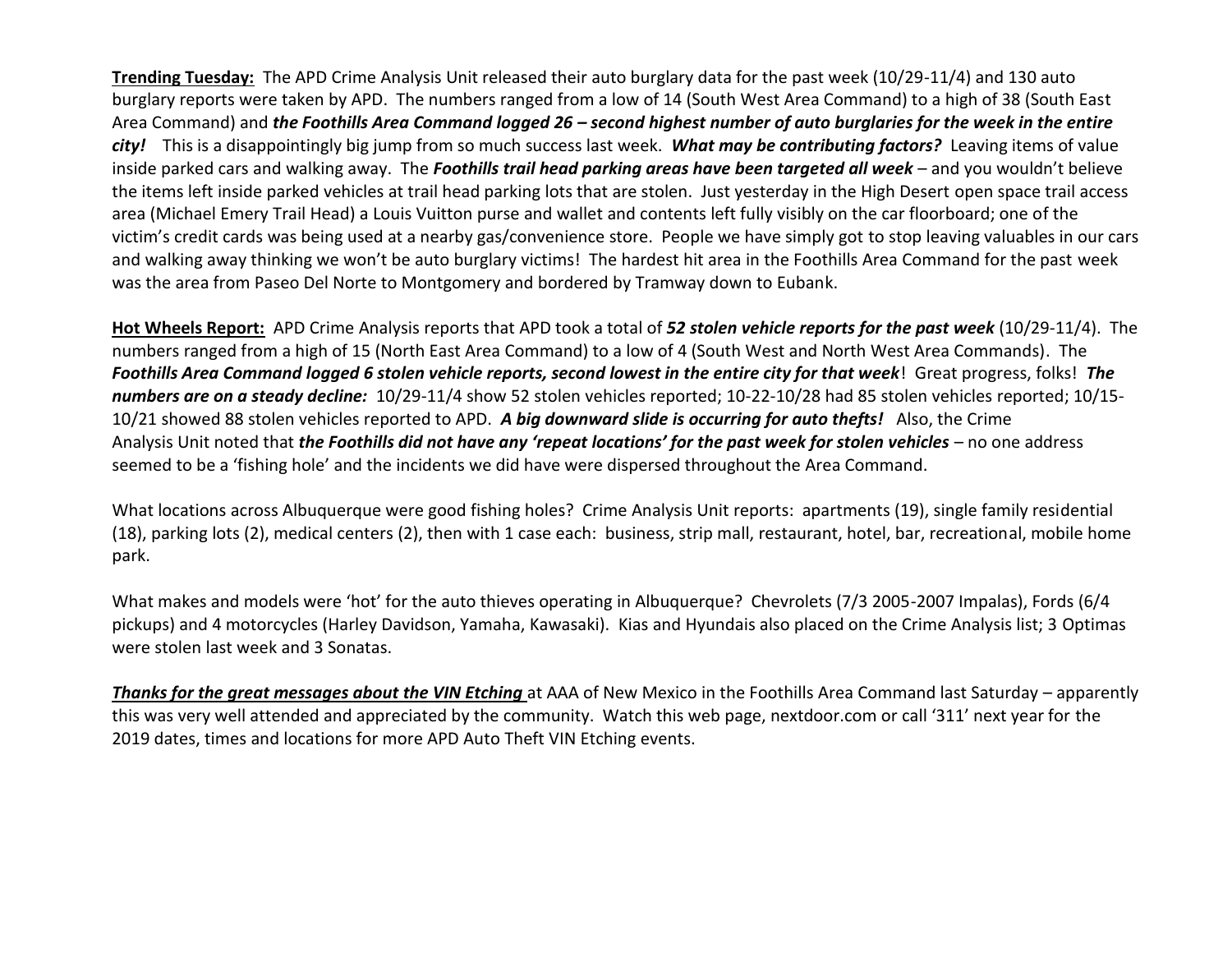**<u>Trending Tuesday:</u>** The APD Crime Analysis Unit released their auto burglary data for the past week (10/29-11/4) and 130 auto burglary reports were taken by APD. The numbers ranged from a low of 14 (South West Area Command) to a high of 38 (South East Area Command) and ***the Foothills Area Command logged 26 – second highest number of auto burglaries for the week in the entire city!*** This is a disappointingly big jump from so much success last week. ***What may be contributing factors?*** Leaving items of value inside parked cars and walking away. The ***Foothills trail head parking areas have been targeted all week*** – and you wouldn't believe the items left inside parked vehicles at trail head parking lots that are stolen. Just yesterday in the High Desert open space trail access area (Michael Emery Trail Head) a Louis Vuitton purse and wallet and contents left fully visibly on the car floorboard; one of the victim's credit cards was being used at a nearby gas/convenience store. People we have simply got to stop leaving valuables in our cars and walking away thinking we won't be auto burglary victims! The hardest hit area in the Foothills Area Command for the past week was the area from Paseo Del Norte to Montgomery and bordered by Tramway down to Eubank.

**<u>Hot Wheels Report:</u>** APD Crime Analysis reports that APD took a total of ***52 stolen vehicle reports for the past week*** (10/29-11/4). The numbers ranged from a high of 15 (North East Area Command) to a low of 4 (South West and North West Area Commands). The ***Foothills Area Command logged 6 stolen vehicle reports, second lowest in the entire city for that week***! Great progress, folks! ***The numbers are on a steady decline:*** 10/29-11/4 show 52 stolen vehicles reported; 10-22-10/28 had 85 stolen vehicles reported; 10/15-10/21 showed 88 stolen vehicles reported to APD. ***A big downward slide is occurring for auto thefts!*** Also, the Crime Analysis Unit noted that ***the Foothills did not have any 'repeat locations' for the past week for stolen vehicles*** – no one address seemed to be a 'fishing hole' and the incidents we did have were dispersed throughout the Area Command.

What locations across Albuquerque were good fishing holes? Crime Analysis Unit reports: apartments (19), single family residential (18), parking lots (2), medical centers (2), then with 1 case each: business, strip mall, restaurant, hotel, bar, recreational, mobile home park.

What makes and models were 'hot' for the auto thieves operating in Albuquerque? Chevrolets (7/3 2005-2007 Impalas), Fords (6/4 pickups) and 4 motorcycles (Harley Davidson, Yamaha, Kawasaki). Kias and Hyundais also placed on the Crime Analysis list; 3 Optimas were stolen last week and 3 Sonatas.

***<u>Thanks for the great messages about the VIN Etching</u>*** at AAA of New Mexico in the Foothills Area Command last Saturday – apparently this was very well attended and appreciated by the community. Watch this web page, nextdoor.com or call '311' next year for the 2019 dates, times and locations for more APD Auto Theft VIN Etching events.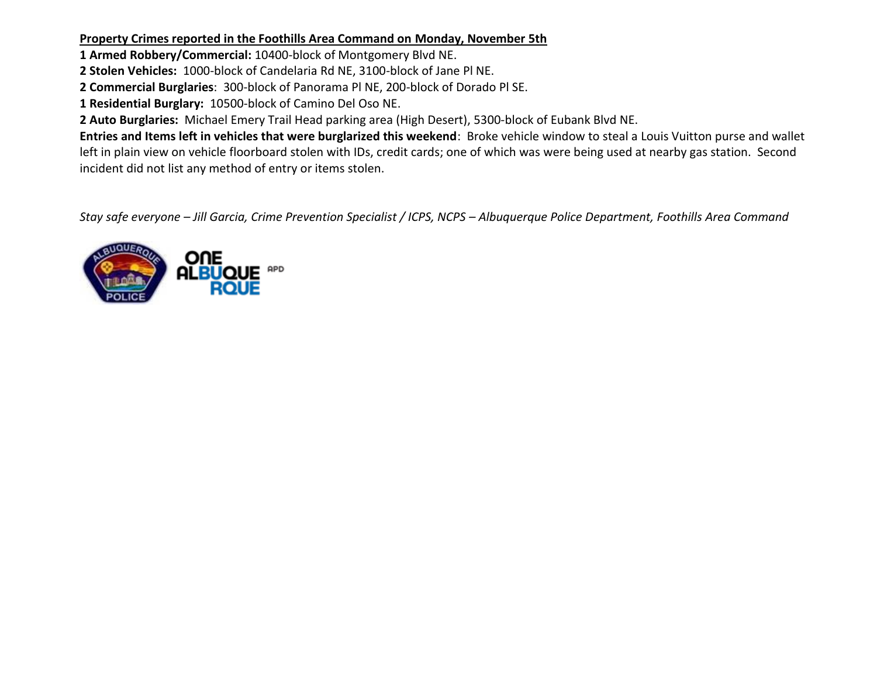**Property Crimes reported in the Foothills Area Command on Monday, November 5th**

**1 Armed Robbery/Commercial:** 10400-block of Montgomery Blvd NE.

**2 Stolen Vehicles:** 1000-block of Candelaria Rd NE, 3100-block of Jane Pl NE.

**2 Commercial Burglaries**: 300-block of Panorama Pl NE, 200-block of Dorado Pl SE.

**1 Residential Burglary:** 10500-block of Camino Del Oso NE.

**2 Auto Burglaries:** Michael Emery Trail Head parking area (High Desert), 5300-block of Eubank Blvd NE.

**Entries and Items left in vehicles that were burglarized this weekend**: Broke vehicle window to steal a Louis Vuitton purse and wallet left in plain view on vehicle floorboard stolen with IDs, credit cards; one of which was were being used at nearby gas station. Second incident did not list any method of entry or items stolen.

*Stay safe everyone – Jill Garcia, Crime Prevention Specialist / ICPS, NCPS – Albuquerque Police Department, Foothills Area Command*